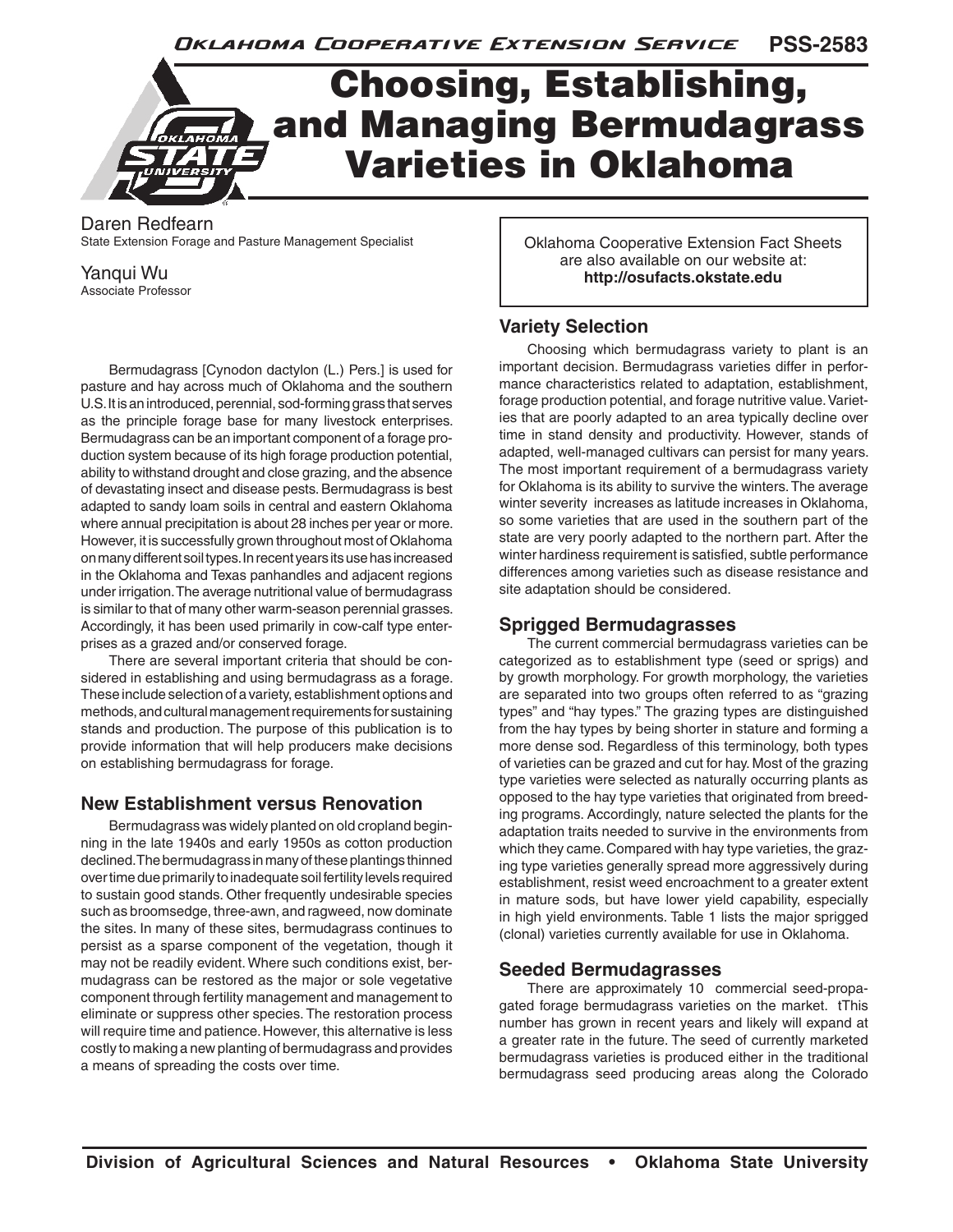Oklahoma Cooperative Extension Service PSS-2583

# Choosing, Establishing, and Managing Bermudagrass Varieties in Oklahoma

Daren Redfearn
State Extension Forage and Pasture Management Specialist

Yanqui Wu
Associate Professor

Oklahoma Cooperative Extension Fact Sheets are also available on our website at: **http://osufacts.okstate.edu**

Bermudagrass [Cynodon dactylon (L.) Pers.] is used for pasture and hay across much of Oklahoma and the southern U.S. It is an introduced, perennial, sod-forming grass that serves as the principle forage base for many livestock enterprises. Bermudagrass can be an important component of a forage production system because of its high forage production potential, ability to withstand drought and close grazing, and the absence of devastating insect and disease pests. Bermudagrass is best adapted to sandy loam soils in central and eastern Oklahoma where annual precipitation is about 28 inches per year or more. However, it is successfully grown throughout most of Oklahoma on many different soil types. In recent years its use has increased in the Oklahoma and Texas panhandles and adjacent regions under irrigation. The average nutritional value of bermudagrass is similar to that of many other warm-season perennial grasses. Accordingly, it has been used primarily in cow-calf type enterprises as a grazed and/or conserved forage.

There are several important criteria that should be considered in establishing and using bermudagrass as a forage. These include selection of a variety, establishment options and methods, and cultural management requirements for sustaining stands and production. The purpose of this publication is to provide information that will help producers make decisions on establishing bermudagrass for forage.

## New Establishment versus Renovation

Bermudagrass was widely planted on old cropland beginning in the late 1940s and early 1950s as cotton production declined. The bermudagrass in many of these plantings thinned over time due primarily to inadequate soil fertility levels required to sustain good stands. Other frequently undesirable species such as broomsedge, three-awn, and ragweed, now dominate the sites. In many of these sites, bermudagrass continues to persist as a sparse component of the vegetation, though it may not be readily evident. Where such conditions exist, bermudagrass can be restored as the major or sole vegetative component through fertility management and management to eliminate or suppress other species. The restoration process will require time and patience. However, this alternative is less costly to making a new planting of bermudagrass and provides a means of spreading the costs over time.

## Variety Selection

Choosing which bermudagrass variety to plant is an important decision. Bermudagrass varieties differ in performance characteristics related to adaptation, establishment, forage production potential, and forage nutritive value. Varieties that are poorly adapted to an area typically decline over time in stand density and productivity. However, stands of adapted, well-managed cultivars can persist for many years. The most important requirement of a bermudagrass variety for Oklahoma is its ability to survive the winters. The average winter severity increases as latitude increases in Oklahoma, so some varieties that are used in the southern part of the state are very poorly adapted to the northern part. After the winter hardiness requirement is satisfied, subtle performance differences among varieties such as disease resistance and site adaptation should be considered.

## Sprigged Bermudagrasses

The current commercial bermudagrass varieties can be categorized as to establishment type (seed or sprigs) and by growth morphology. For growth morphology, the varieties are separated into two groups often referred to as "grazing types" and "hay types." The grazing types are distinguished from the hay types by being shorter in stature and forming a more dense sod. Regardless of this terminology, both types of varieties can be grazed and cut for hay. Most of the grazing type varieties were selected as naturally occurring plants as opposed to the hay type varieties that originated from breeding programs. Accordingly, nature selected the plants for the adaptation traits needed to survive in the environments from which they came. Compared with hay type varieties, the grazing type varieties generally spread more aggressively during establishment, resist weed encroachment to a greater extent in mature sods, but have lower yield capability, especially in high yield environments. Table 1 lists the major sprigged (clonal) varieties currently available for use in Oklahoma.

## Seeded Bermudagrasses

There are approximately 10 commercial seed-propagated forage bermudagrass varieties on the market. tThis number has grown in recent years and likely will expand at a greater rate in the future. The seed of currently marketed bermudagrass varieties is produced either in the traditional bermudagrass seed producing areas along the Colorado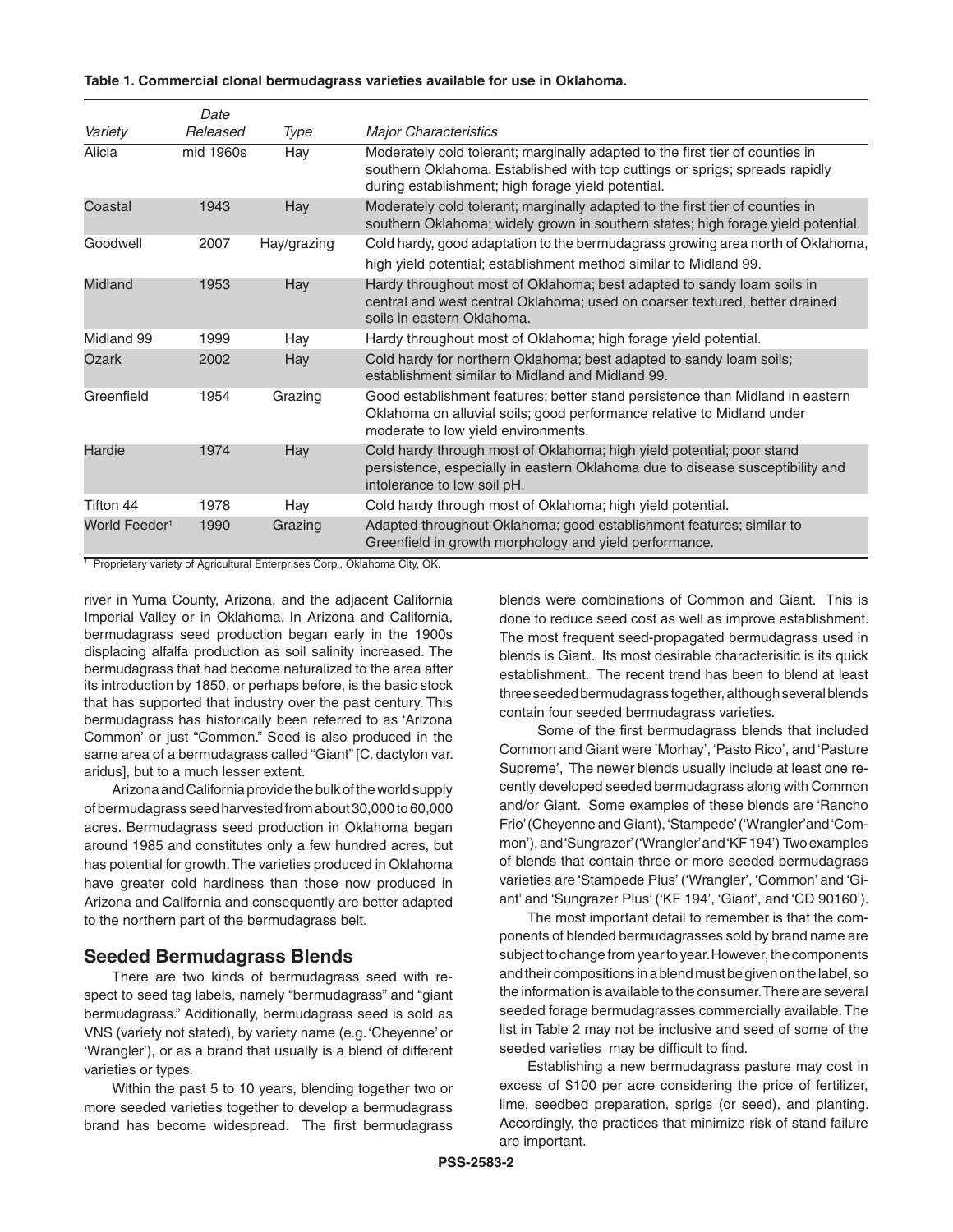**Table 1. Commercial clonal bermudagrass varieties available for use in Oklahoma.**

| *Variety* | *Date Released* | *Type* | *Major Characteristics* |
|---|---|---|---|
| Alicia | mid 1960s | Hay | Moderately cold tolerant; marginally adapted to the first tier of counties in southern Oklahoma. Established with top cuttings or sprigs; spreads rapidly during establishment; high forage yield potential. |
| Coastal | 1943 | Hay | Moderately cold tolerant; marginally adapted to the first tier of counties in southern Oklahoma; widely grown in southern states; high forage yield potential. |
| Goodwell | 2007 | Hay/grazing | Cold hardy, good adaptation to the bermudagrass growing area north of Oklahoma, high yield potential; establishment method similar to Midland 99. |
| Midland | 1953 | Hay | Hardy throughout most of Oklahoma; best adapted to sandy loam soils in central and west central Oklahoma; used on coarser textured, better drained soils in eastern Oklahoma. |
| Midland 99 | 1999 | Hay | Hardy throughout most of Oklahoma; high forage yield potential. |
| Ozark | 2002 | Hay | Cold hardy for northern Oklahoma; best adapted to sandy loam soils; establishment similar to Midland and Midland 99. |
| Greenfield | 1954 | Grazing | Good establishment features; better stand persistence than Midland in eastern Oklahoma on alluvial soils; good performance relative to Midland under moderate to low yield environments. |
| Hardie | 1974 | Hay | Cold hardy through most of Oklahoma; high yield potential; poor stand persistence, especially in eastern Oklahoma due to disease susceptibility and intolerance to low soil pH. |
| Tifton 44 | 1978 | Hay | Cold hardy through most of Oklahoma; high yield potential. |
| World Feeder[1] | 1990 | Grazing | Adapted throughout Oklahoma; good establishment features; similar to Greenfield in growth morphology and yield performance. |

[1] Proprietary variety of Agricultural Enterprises Corp., Oklahoma City, OK.

river in Yuma County, Arizona, and the adjacent California Imperial Valley or in Oklahoma. In Arizona and California, bermudagrass seed production began early in the 1900s displacing alfalfa production as soil salinity increased. The bermudagrass that had become naturalized to the area after its introduction by 1850, or perhaps before, is the basic stock that has supported that industry over the past century. This bermudagrass has historically been referred to as 'Arizona Common' or just "Common." Seed is also produced in the same area of a bermudagrass called "Giant" [C. dactylon var. aridus], but to a much lesser extent.

Arizona and California provide the bulk of the world supply of bermudagrass seed harvested from about 30,000 to 60,000 acres. Bermudagrass seed production in Oklahoma began around 1985 and constitutes only a few hundred acres, but has potential for growth. The varieties produced in Oklahoma have greater cold hardiness than those now produced in Arizona and California and consequently are better adapted to the northern part of the bermudagrass belt.

## Seeded Bermudagrass Blends

There are two kinds of bermudagrass seed with respect to seed tag labels, namely "bermudagrass" and "giant bermudagrass." Additionally, bermudagrass seed is sold as VNS (variety not stated), by variety name (e.g. 'Cheyenne' or 'Wrangler'), or as a brand that usually is a blend of different varieties or types.

Within the past 5 to 10 years, blending together two or more seeded varieties together to develop a bermudagrass brand has become widespread. The first bermudagrass blends were combinations of Common and Giant. This is done to reduce seed cost as well as improve establishment. The most frequent seed-propagated bermudagrass used in blends is Giant. Its most desirable characterisitic is its quick establishment. The recent trend has been to blend at least three seeded bermudagrass together, although several blends contain four seeded bermudagrass varieties.

Some of the first bermudagrass blends that included Common and Giant were 'Morhay', 'Pasto Rico', and 'Pasture Supreme', The newer blends usually include at least one recently developed seeded bermudagrass along with Common and/or Giant. Some examples of these blends are 'Rancho Frio' (Cheyenne and Giant), 'Stampede' ('Wrangler' and 'Common'), and 'Sungrazer' ('Wrangler' and 'KF 194') Two examples of blends that contain three or more seeded bermudagrass varieties are 'Stampede Plus' ('Wrangler', 'Common' and 'Giant' and 'Sungrazer Plus' ('KF 194', 'Giant', and 'CD 90160').

The most important detail to remember is that the components of blended bermudagrasses sold by brand name are subject to change from year to year. However, the components and their compositions in a blend must be given on the label, so the information is available to the consumer. There are several seeded forage bermudagrasses commercially available. The list in Table 2 may not be inclusive and seed of some of the seeded varieties may be difficult to find.

Establishing a new bermudagrass pasture may cost in excess of $100 per acre considering the price of fertilizer, lime, seedbed preparation, sprigs (or seed), and planting. Accordingly, the practices that minimize risk of stand failure are important.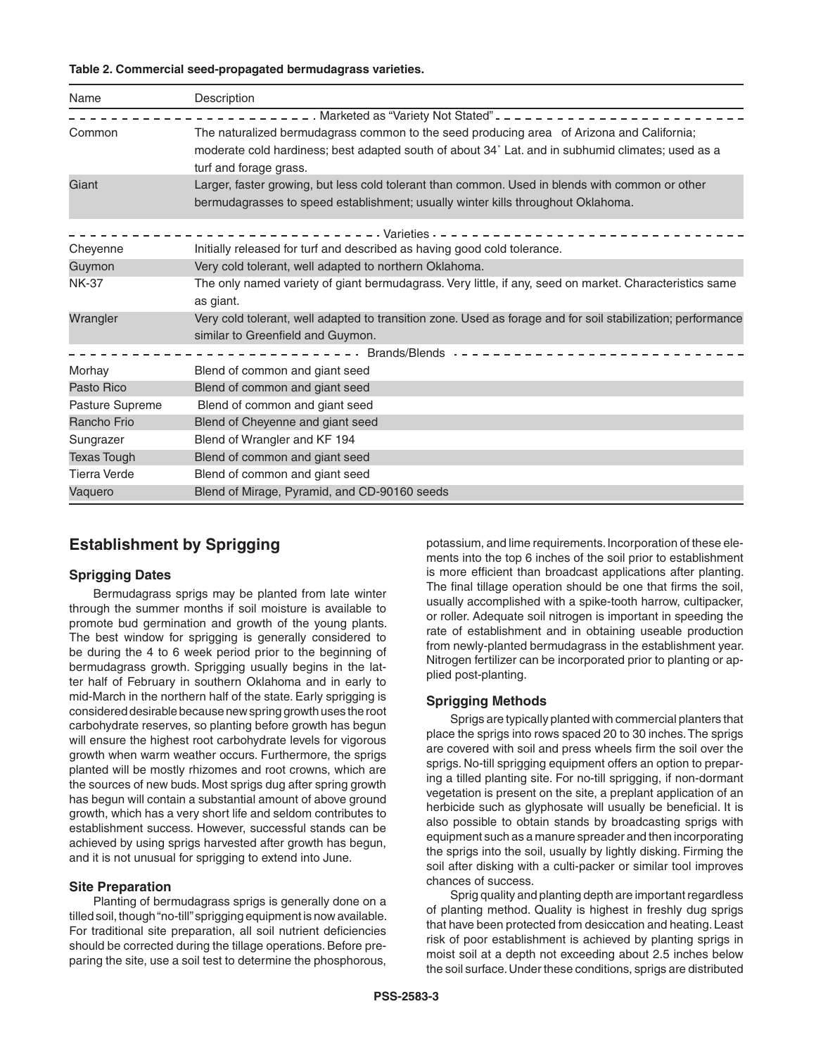**Table 2. Commercial seed-propagated bermudagrass varieties.**

| Name | Description |
|---|---|
| | Marketed as "Variety Not Stated" |
| Common | The naturalized bermudagrass common to the seed producing area of Arizona and California; moderate cold hardiness; best adapted south of about 34˚ Lat. and in subhumid climates; used as a turf and forage grass. |
| Giant | Larger, faster growing, but less cold tolerant than common. Used in blends with common or other bermudagrasses to speed establishment; usually winter kills throughout Oklahoma. |
| | Varieties |
| Cheyenne | Initially released for turf and described as having good cold tolerance. |
| Guymon | Very cold tolerant, well adapted to northern Oklahoma. |
| NK-37 | The only named variety of giant bermudagrass. Very little, if any, seed on market. Characteristics same as giant. |
| Wrangler | Very cold tolerant, well adapted to transition zone. Used as forage and for soil stabilization; performance similar to Greenfield and Guymon. |
| | Brands/Blends |
| Morhay | Blend of common and giant seed |
| Pasto Rico | Blend of common and giant seed |
| Pasture Supreme | Blend of common and giant seed |
| Rancho Frio | Blend of Cheyenne and giant seed |
| Sungrazer | Blend of Wrangler and KF 194 |
| Texas Tough | Blend of common and giant seed |
| Tierra Verde | Blend of common and giant seed |
| Vaquero | Blend of Mirage, Pyramid, and CD-90160 seeds |

## Establishment by Sprigging

### Sprigging Dates

Bermudagrass sprigs may be planted from late winter through the summer months if soil moisture is available to promote bud germination and growth of the young plants. The best window for sprigging is generally considered to be during the 4 to 6 week period prior to the beginning of bermudagrass growth. Sprigging usually begins in the latter half of February in southern Oklahoma and in early to mid-March in the northern half of the state. Early sprigging is considered desirable because new spring growth uses the root carbohydrate reserves, so planting before growth has begun will ensure the highest root carbohydrate levels for vigorous growth when warm weather occurs. Furthermore, the sprigs planted will be mostly rhizomes and root crowns, which are the sources of new buds. Most sprigs dug after spring growth has begun will contain a substantial amount of above ground growth, which has a very short life and seldom contributes to establishment success. However, successful stands can be achieved by using sprigs harvested after growth has begun, and it is not unusual for sprigging to extend into June.

### Site Preparation

Planting of bermudagrass sprigs is generally done on a tilled soil, though "no-till" sprigging equipment is now available. For traditional site preparation, all soil nutrient deficiencies should be corrected during the tillage operations. Before preparing the site, use a soil test to determine the phosphorous, potassium, and lime requirements. Incorporation of these elements into the top 6 inches of the soil prior to establishment is more efficient than broadcast applications after planting. The final tillage operation should be one that firms the soil, usually accomplished with a spike-tooth harrow, cultipacker, or roller. Adequate soil nitrogen is important in speeding the rate of establishment and in obtaining useable production from newly-planted bermudagrass in the establishment year. Nitrogen fertilizer can be incorporated prior to planting or applied post-planting.

### Sprigging Methods

Sprigs are typically planted with commercial planters that place the sprigs into rows spaced 20 to 30 inches. The sprigs are covered with soil and press wheels firm the soil over the sprigs. No-till sprigging equipment offers an option to preparing a tilled planting site. For no-till sprigging, if non-dormant vegetation is present on the site, a preplant application of an herbicide such as glyphosate will usually be beneficial. It is also possible to obtain stands by broadcasting sprigs with equipment such as a manure spreader and then incorporating the sprigs into the soil, usually by lightly disking. Firming the soil after disking with a culti-packer or similar tool improves chances of success.

Sprig quality and planting depth are important regardless of planting method. Quality is highest in freshly dug sprigs that have been protected from desiccation and heating. Least risk of poor establishment is achieved by planting sprigs in moist soil at a depth not exceeding about 2.5 inches below the soil surface. Under these conditions, sprigs are distributed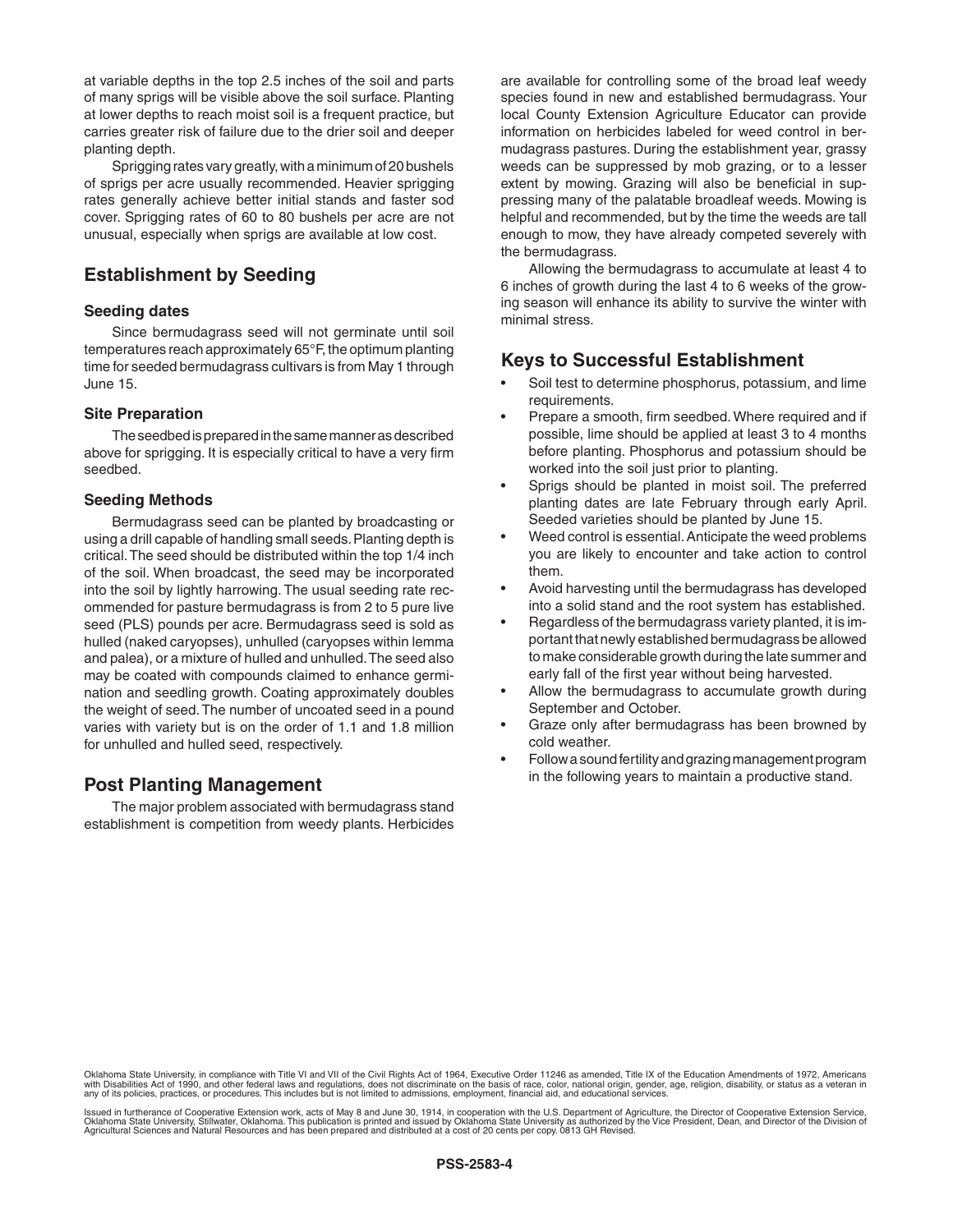at variable depths in the top 2.5 inches of the soil and parts of many sprigs will be visible above the soil surface. Planting at lower depths to reach moist soil is a frequent practice, but carries greater risk of failure due to the drier soil and deeper planting depth.

Sprigging rates vary greatly, with a minimum of 20 bushels of sprigs per acre usually recommended. Heavier sprigging rates generally achieve better initial stands and faster sod cover. Sprigging rates of 60 to 80 bushels per acre are not unusual, especially when sprigs are available at low cost.

## Establishment by Seeding

### Seeding dates

Since bermudagrass seed will not germinate until soil temperatures reach approximately 65°F, the optimum planting time for seeded bermudagrass cultivars is from May 1 through June 15.

### Site Preparation

The seedbed is prepared in the same manner as described above for sprigging. It is especially critical to have a very firm seedbed.

### Seeding Methods

Bermudagrass seed can be planted by broadcasting or using a drill capable of handling small seeds. Planting depth is critical. The seed should be distributed within the top 1/4 inch of the soil. When broadcast, the seed may be incorporated into the soil by lightly harrowing. The usual seeding rate recommended for pasture bermudagrass is from 2 to 5 pure live seed (PLS) pounds per acre. Bermudagrass seed is sold as hulled (naked caryopses), unhulled (caryopses within lemma and palea), or a mixture of hulled and unhulled. The seed also may be coated with compounds claimed to enhance germination and seedling growth. Coating approximately doubles the weight of seed. The number of uncoated seed in a pound varies with variety but is on the order of 1.1 and 1.8 million for unhulled and hulled seed, respectively.

## Post Planting Management

The major problem associated with bermudagrass stand establishment is competition from weedy plants. Herbicides are available for controlling some of the broad leaf weedy species found in new and established bermudagrass. Your local County Extension Agriculture Educator can provide information on herbicides labeled for weed control in bermudagrass pastures. During the establishment year, grassy weeds can be suppressed by mob grazing, or to a lesser extent by mowing. Grazing will also be beneficial in suppressing many of the palatable broadleaf weeds. Mowing is helpful and recommended, but by the time the weeds are tall enough to mow, they have already competed severely with the bermudagrass.

Allowing the bermudagrass to accumulate at least 4 to 6 inches of growth during the last 4 to 6 weeks of the growing season will enhance its ability to survive the winter with minimal stress.

## Keys to Successful Establishment

- Soil test to determine phosphorus, potassium, and lime requirements.
- Prepare a smooth, firm seedbed. Where required and if possible, lime should be applied at least 3 to 4 months before planting. Phosphorus and potassium should be worked into the soil just prior to planting.
- Sprigs should be planted in moist soil. The preferred planting dates are late February through early April. Seeded varieties should be planted by June 15.
- Weed control is essential. Anticipate the weed problems you are likely to encounter and take action to control them.
- Avoid harvesting until the bermudagrass has developed into a solid stand and the root system has established.
- Regardless of the bermudagrass variety planted, it is important that newly established bermudagrass be allowed to make considerable growth during the late summer and early fall of the first year without being harvested.
- Allow the bermudagrass to accumulate growth during September and October.
- Graze only after bermudagrass has been browned by cold weather.
- Follow a sound fertility and grazing management program in the following years to maintain a productive stand.

Oklahoma State University, in compliance with Title VI and VII of the Civil Rights Act of 1964, Executive Order 11246 as amended, Title IX of the Education Amendments of 1972, Americans with Disabilities Act of 1990, and other federal laws and regulations, does not discriminate on the basis of race, color, national origin, gender, age, religion, disability, or status as a veteran in any of its policies, practices, or procedures. This includes but is not limited to admissions, employment, financial aid, and educational services.

Issued in furtherance of Cooperative Extension work, acts of May 8 and June 30, 1914, in cooperation with the U.S. Department of Agriculture, the Director of Cooperative Extension Service, Oklahoma State University, Stillwater, Oklahoma. This publication is printed and issued by Oklahoma State University as authorized by the Vice President, Dean, and Director of the Division of Agricultural Sciences and Natural Resources and has been prepared and distributed at a cost of 20 cents per copy. 0813 GH Revised.